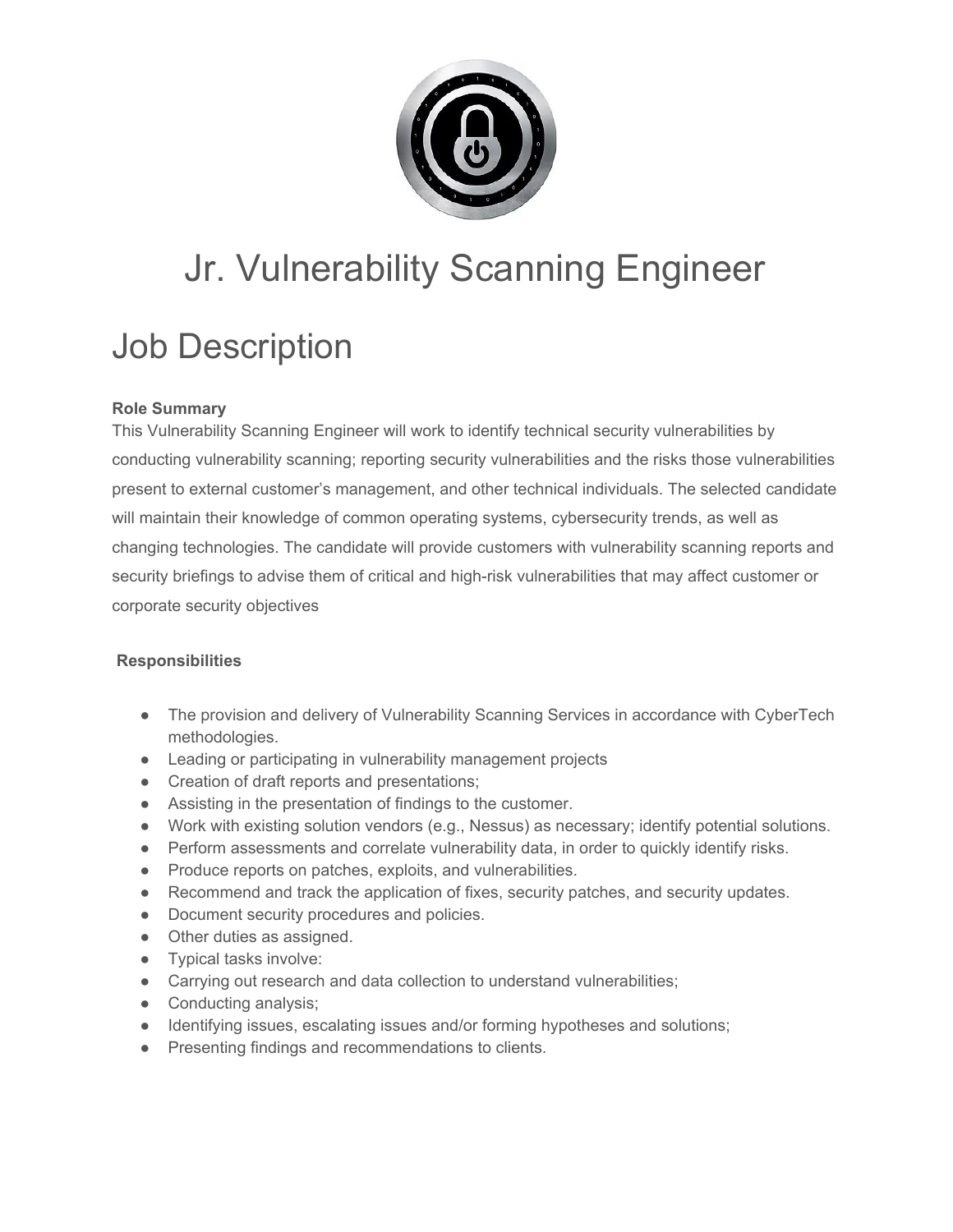# Jr. Vulnerability Scanning Engineer

## Job Description

**Role Summary**

This Vulnerability Scanning Engineer will work to identify technical security vulnerabilities by conducting vulnerability scanning; reporting security vulnerabilities and the risks those vulnerabilities present to external customer's management, and other technical individuals. The selected candidate will maintain their knowledge of common operating systems, cybersecurity trends, as well as changing technologies. The candidate will provide customers with vulnerability scanning reports and security briefings to advise them of critical and high-risk vulnerabilities that may affect customer or corporate security objectives

**Responsibilities**

- The provision and delivery of Vulnerability Scanning Services in accordance with CyberTech methodologies.
- Leading or participating in vulnerability management projects
- Creation of draft reports and presentations;
- Assisting in the presentation of findings to the customer.
- Work with existing solution vendors (e.g., Nessus) as necessary; identify potential solutions.
- Perform assessments and correlate vulnerability data, in order to quickly identify risks.
- Produce reports on patches, exploits, and vulnerabilities.
- Recommend and track the application of fixes, security patches, and security updates.
- Document security procedures and policies.
- Other duties as assigned.
- Typical tasks involve:
- Carrying out research and data collection to understand vulnerabilities;
- Conducting analysis;
- Identifying issues, escalating issues and/or forming hypotheses and solutions;
- Presenting findings and recommendations to clients.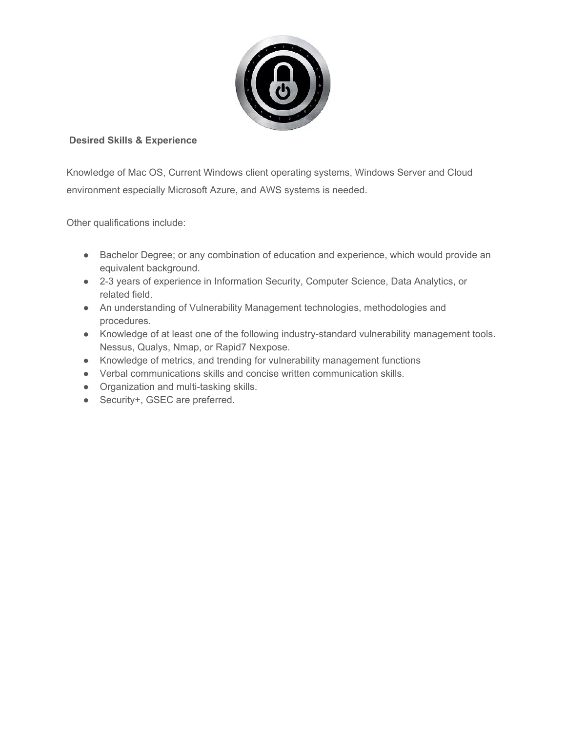**Desired Skills & Experience**

Knowledge of Mac OS, Current Windows client operating systems, Windows Server and Cloud environment especially Microsoft Azure, and AWS systems is needed.

Other qualifications include:

- Bachelor Degree; or any combination of education and experience, which would provide an equivalent background.
- 2-3 years of experience in Information Security, Computer Science, Data Analytics, or related field.
- An understanding of Vulnerability Management technologies, methodologies and procedures.
- Knowledge of at least one of the following industry-standard vulnerability management tools. Nessus, Qualys, Nmap, or Rapid7 Nexpose.
- Knowledge of metrics, and trending for vulnerability management functions
- Verbal communications skills and concise written communication skills.
- Organization and multi-tasking skills.
- Security+, GSEC are preferred.